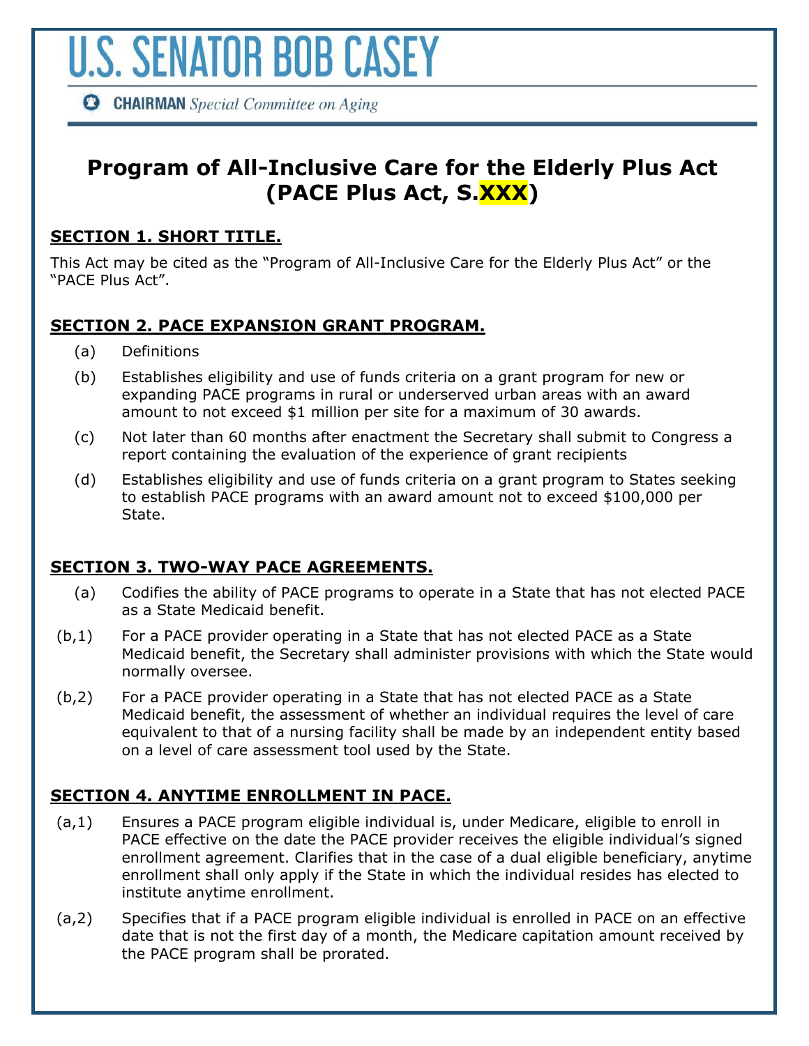# U.S. SENATOR BOB CASEY

**CHAIRMAN** *Special Committee on Aging*

## Program of All-Inclusive Care for the Elderly Plus Act (PACE Plus Act, S.XXX)

### SECTION 1. SHORT TITLE.

This Act may be cited as the "Program of All-Inclusive Care for the Elderly Plus Act" or the "PACE Plus Act".

### SECTION 2. PACE EXPANSION GRANT PROGRAM.

(a) Definitions

(b) Establishes eligibility and use of funds criteria on a grant program for new or expanding PACE programs in rural or underserved urban areas with an award amount to not exceed $1 million per site for a maximum of 30 awards.

(c) Not later than 60 months after enactment the Secretary shall submit to Congress a report containing the evaluation of the experience of grant recipients

(d) Establishes eligibility and use of funds criteria on a grant program to States seeking to establish PACE programs with an award amount not to exceed $100,000 per State.

### SECTION 3. TWO-WAY PACE AGREEMENTS.

(a) Codifies the ability of PACE programs to operate in a State that has not elected PACE as a State Medicaid benefit.

(b,1) For a PACE provider operating in a State that has not elected PACE as a State Medicaid benefit, the Secretary shall administer provisions with which the State would normally oversee.

(b,2) For a PACE provider operating in a State that has not elected PACE as a State Medicaid benefit, the assessment of whether an individual requires the level of care equivalent to that of a nursing facility shall be made by an independent entity based on a level of care assessment tool used by the State.

### SECTION 4. ANYTIME ENROLLMENT IN PACE.

(a,1) Ensures a PACE program eligible individual is, under Medicare, eligible to enroll in PACE effective on the date the PACE provider receives the eligible individual's signed enrollment agreement. Clarifies that in the case of a dual eligible beneficiary, anytime enrollment shall only apply if the State in which the individual resides has elected to institute anytime enrollment.

(a,2) Specifies that if a PACE program eligible individual is enrolled in PACE on an effective date that is not the first day of a month, the Medicare capitation amount received by the PACE program shall be prorated.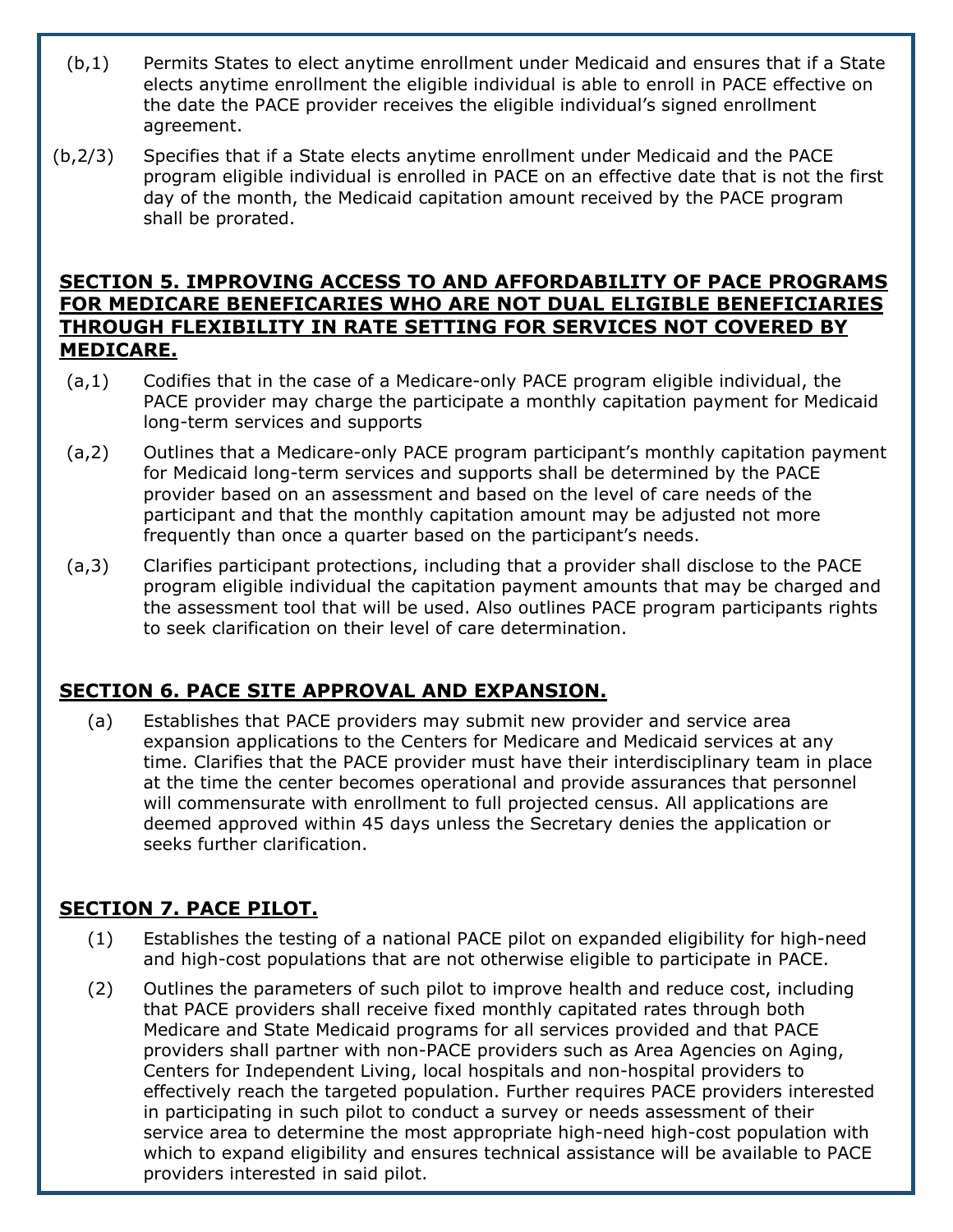(b,1) Permits States to elect anytime enrollment under Medicaid and ensures that if a State elects anytime enrollment the eligible individual is able to enroll in PACE effective on the date the PACE provider receives the eligible individual's signed enrollment agreement.

(b,2/3) Specifies that if a State elects anytime enrollment under Medicaid and the PACE program eligible individual is enrolled in PACE on an effective date that is not the first day of the month, the Medicaid capitation amount received by the PACE program shall be prorated.

## SECTION 5. IMPROVING ACCESS TO AND AFFORDABILITY OF PACE PROGRAMS FOR MEDICARE BENEFICARIES WHO ARE NOT DUAL ELIGIBLE BENEFICIARIES THROUGH FLEXIBILITY IN RATE SETTING FOR SERVICES NOT COVERED BY MEDICARE.

(a,1) Codifies that in the case of a Medicare-only PACE program eligible individual, the PACE provider may charge the participate a monthly capitation payment for Medicaid long-term services and supports

(a,2) Outlines that a Medicare-only PACE program participant's monthly capitation payment for Medicaid long-term services and supports shall be determined by the PACE provider based on an assessment and based on the level of care needs of the participant and that the monthly capitation amount may be adjusted not more frequently than once a quarter based on the participant's needs.

(a,3) Clarifies participant protections, including that a provider shall disclose to the PACE program eligible individual the capitation payment amounts that may be charged and the assessment tool that will be used. Also outlines PACE program participants rights to seek clarification on their level of care determination.

## SECTION 6. PACE SITE APPROVAL AND EXPANSION.

(a) Establishes that PACE providers may submit new provider and service area expansion applications to the Centers for Medicare and Medicaid services at any time. Clarifies that the PACE provider must have their interdisciplinary team in place at the time the center becomes operational and provide assurances that personnel will commensurate with enrollment to full projected census. All applications are deemed approved within 45 days unless the Secretary denies the application or seeks further clarification.

## SECTION 7. PACE PILOT.

(1) Establishes the testing of a national PACE pilot on expanded eligibility for high-need and high-cost populations that are not otherwise eligible to participate in PACE.

(2) Outlines the parameters of such pilot to improve health and reduce cost, including that PACE providers shall receive fixed monthly capitated rates through both Medicare and State Medicaid programs for all services provided and that PACE providers shall partner with non-PACE providers such as Area Agencies on Aging, Centers for Independent Living, local hospitals and non-hospital providers to effectively reach the targeted population. Further requires PACE providers interested in participating in such pilot to conduct a survey or needs assessment of their service area to determine the most appropriate high-need high-cost population with which to expand eligibility and ensures technical assistance will be available to PACE providers interested in said pilot.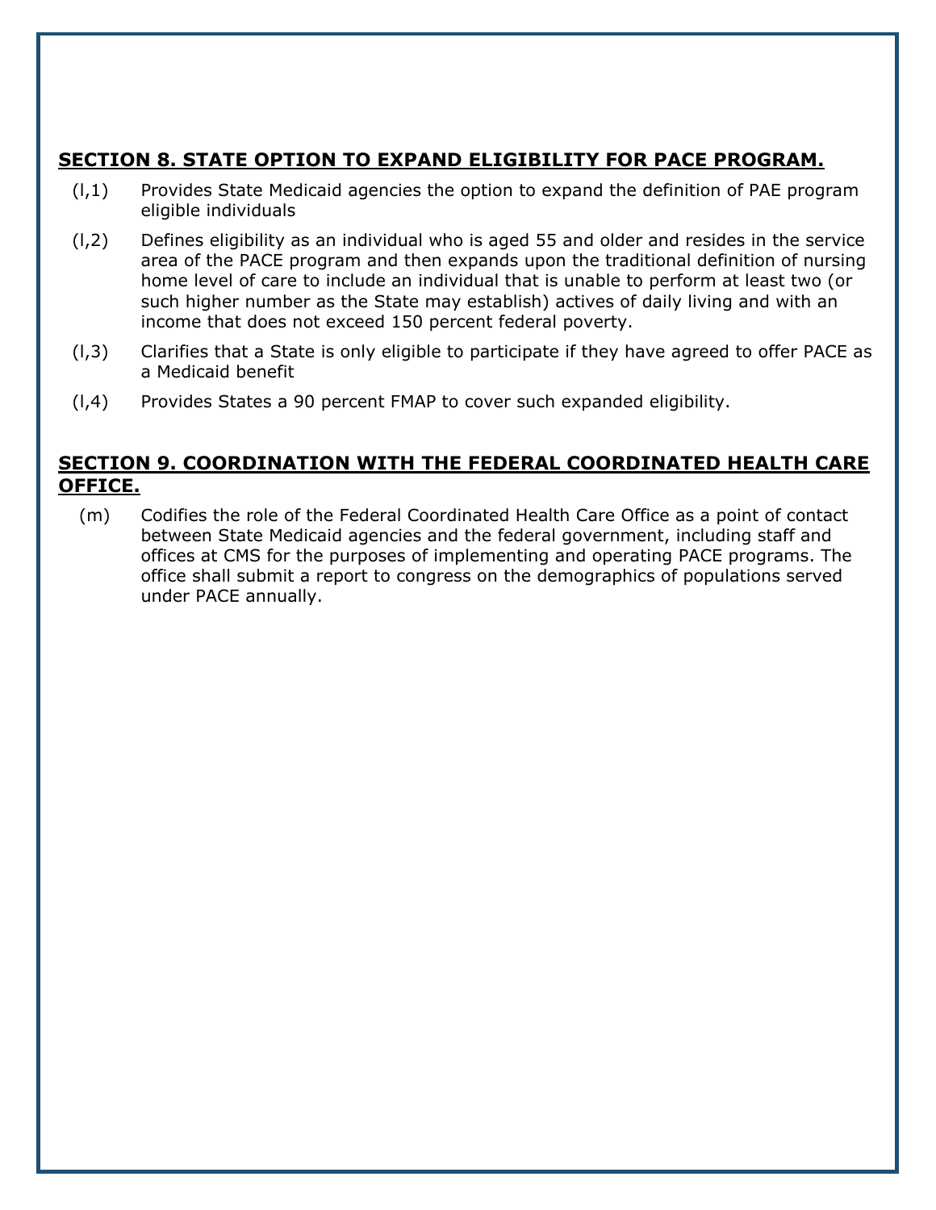## SECTION 8. STATE OPTION TO EXPAND ELIGIBILITY FOR PACE PROGRAM.

(l,1) Provides State Medicaid agencies the option to expand the definition of PAE program eligible individuals

(l,2) Defines eligibility as an individual who is aged 55 and older and resides in the service area of the PACE program and then expands upon the traditional definition of nursing home level of care to include an individual that is unable to perform at least two (or such higher number as the State may establish) actives of daily living and with an income that does not exceed 150 percent federal poverty.

(l,3) Clarifies that a State is only eligible to participate if they have agreed to offer PACE as a Medicaid benefit

(l,4) Provides States a 90 percent FMAP to cover such expanded eligibility.

## SECTION 9. COORDINATION WITH THE FEDERAL COORDINATED HEALTH CARE OFFICE.

(m) Codifies the role of the Federal Coordinated Health Care Office as a point of contact between State Medicaid agencies and the federal government, including staff and offices at CMS for the purposes of implementing and operating PACE programs. The office shall submit a report to congress on the demographics of populations served under PACE annually.